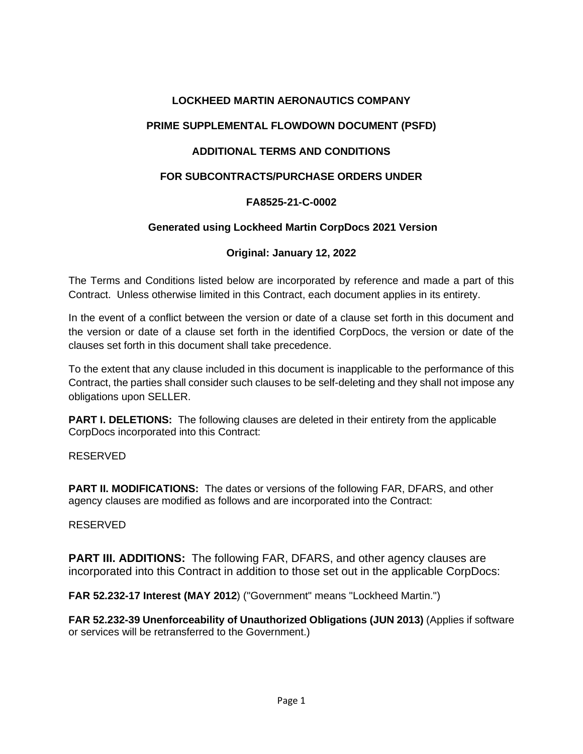# LOCKHEED MARTIN AERONAUTICS COMPANY

## PRIME SUPPLEMENTAL FLOWDOWN DOCUMENT (PSFD)

## ADDITIONAL TERMS AND CONDITIONS

## FOR SUBCONTRACTS/PURCHASE ORDERS UNDER

## FA8525-21-C-0002

### Generated using Lockheed Martin CorpDocs 2021 Version

### Original: January 12, 2022

The Terms and Conditions listed below are incorporated by reference and made a part of this Contract. Unless otherwise limited in this Contract, each document applies in its entirety.

In the event of a conflict between the version or date of a clause set forth in this document and the version or date of a clause set forth in the identified CorpDocs, the version or date of the clauses set forth in this document shall take precedence.

To the extent that any clause included in this document is inapplicable to the performance of this Contract, the parties shall consider such clauses to be self-deleting and they shall not impose any obligations upon SELLER.

**PART I. DELETIONS:** The following clauses are deleted in their entirety from the applicable CorpDocs incorporated into this Contract:

RESERVED

**PART II. MODIFICATIONS:** The dates or versions of the following FAR, DFARS, and other agency clauses are modified as follows and are incorporated into the Contract:

RESERVED

**PART III. ADDITIONS:** The following FAR, DFARS, and other agency clauses are incorporated into this Contract in addition to those set out in the applicable CorpDocs:

**FAR 52.232-17 Interest (MAY 2012**) ("Government" means "Lockheed Martin.")

**FAR 52.232-39 Unenforceability of Unauthorized Obligations (JUN 2013)** (Applies if software or services will be retransferred to the Government.)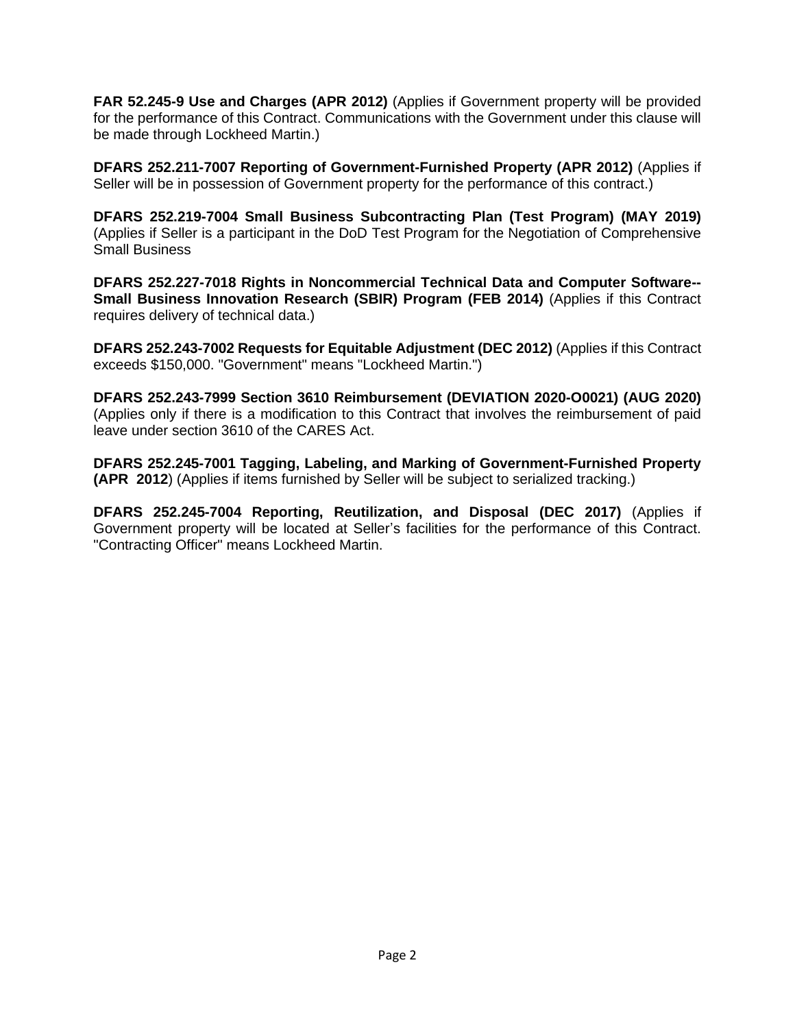**FAR 52.245-9 Use and Charges (APR 2012)** (Applies if Government property will be provided for the performance of this Contract. Communications with the Government under this clause will be made through Lockheed Martin.)

**DFARS 252.211-7007 Reporting of Government-Furnished Property (APR 2012)** (Applies if Seller will be in possession of Government property for the performance of this contract.)

**DFARS 252.219-7004 Small Business Subcontracting Plan (Test Program) (MAY 2019)** (Applies if Seller is a participant in the DoD Test Program for the Negotiation of Comprehensive Small Business

**DFARS 252.227-7018 Rights in Noncommercial Technical Data and Computer Software--Small Business Innovation Research (SBIR) Program (FEB 2014)** (Applies if this Contract requires delivery of technical data.)

**DFARS 252.243-7002 Requests for Equitable Adjustment (DEC 2012)** (Applies if this Contract exceeds $150,000. "Government" means "Lockheed Martin.")

**DFARS 252.243-7999 Section 3610 Reimbursement (DEVIATION 2020-O0021) (AUG 2020)** (Applies only if there is a modification to this Contract that involves the reimbursement of paid leave under section 3610 of the CARES Act.

**DFARS 252.245-7001 Tagging, Labeling, and Marking of Government-Furnished Property (APR 2012**) (Applies if items furnished by Seller will be subject to serialized tracking.)

**DFARS 252.245-7004 Reporting, Reutilization, and Disposal (DEC 2017)** (Applies if Government property will be located at Seller's facilities for the performance of this Contract. "Contracting Officer" means Lockheed Martin.